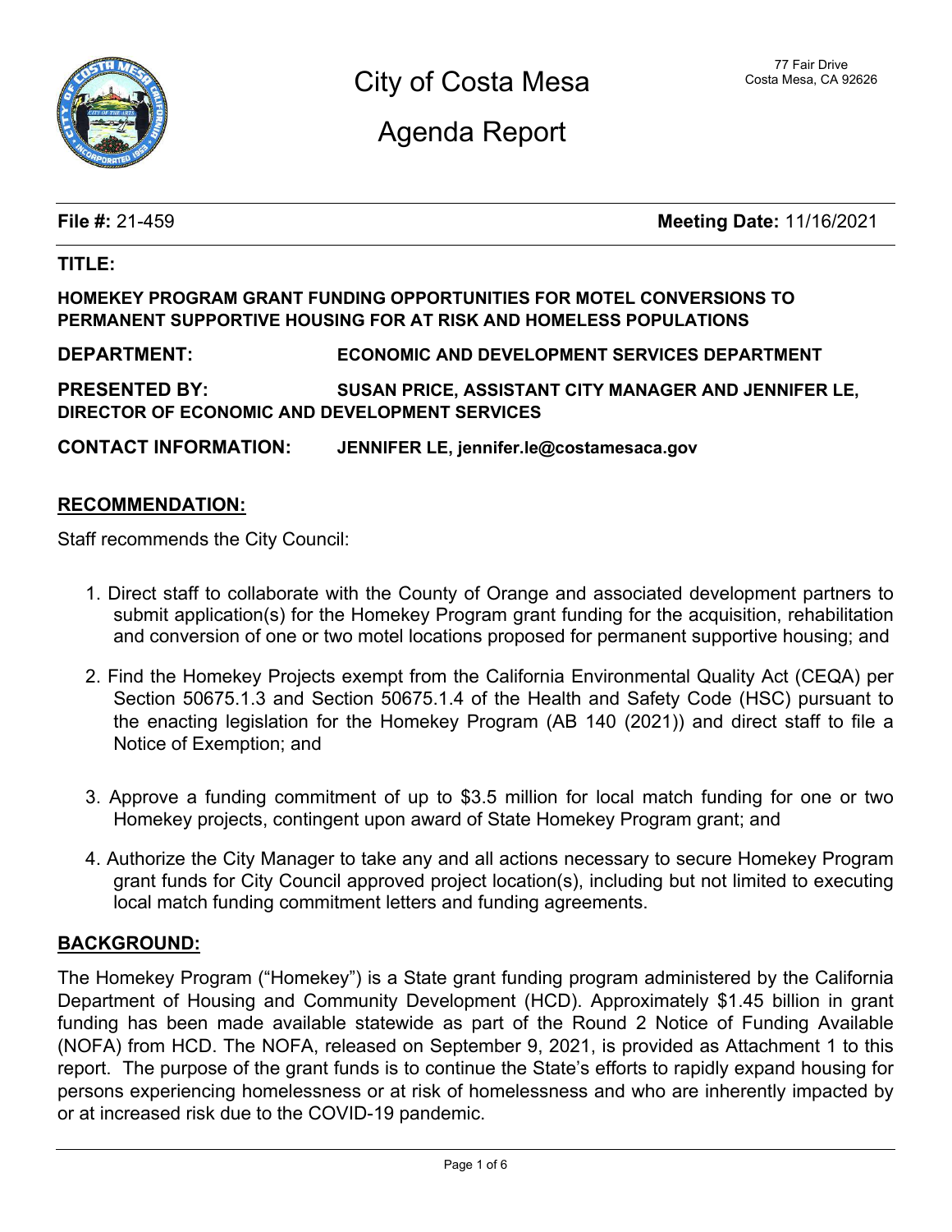# City of Costa Mesa

# Agenda Report

77 Fair Drive
Costa Mesa, CA 92626

**File #:** 21-459 **Meeting Date:** 11/16/2021

**TITLE:**

**HOMEKEY PROGRAM GRANT FUNDING OPPORTUNITIES FOR MOTEL CONVERSIONS TO PERMANENT SUPPORTIVE HOUSING FOR AT RISK AND HOMELESS POPULATIONS**

**DEPARTMENT:** **ECONOMIC AND DEVELOPMENT SERVICES DEPARTMENT**

**PRESENTED BY:** **SUSAN PRICE, ASSISTANT CITY MANAGER AND JENNIFER LE, DIRECTOR OF ECONOMIC AND DEVELOPMENT SERVICES**

**CONTACT INFORMATION:** **JENNIFER LE, jennifer.le@costamesaca.gov**

## RECOMMENDATION:

Staff recommends the City Council:

1. Direct staff to collaborate with the County of Orange and associated development partners to submit application(s) for the Homekey Program grant funding for the acquisition, rehabilitation and conversion of one or two motel locations proposed for permanent supportive housing; and

2. Find the Homekey Projects exempt from the California Environmental Quality Act (CEQA) per Section 50675.1.3 and Section 50675.1.4 of the Health and Safety Code (HSC) pursuant to the enacting legislation for the Homekey Program (AB 140 (2021)) and direct staff to file a Notice of Exemption; and

3. Approve a funding commitment of up to $3.5 million for local match funding for one or two Homekey projects, contingent upon award of State Homekey Program grant; and

4. Authorize the City Manager to take any and all actions necessary to secure Homekey Program grant funds for City Council approved project location(s), including but not limited to executing local match funding commitment letters and funding agreements.

## BACKGROUND:

The Homekey Program ("Homekey") is a State grant funding program administered by the California Department of Housing and Community Development (HCD). Approximately $1.45 billion in grant funding has been made available statewide as part of the Round 2 Notice of Funding Available (NOFA) from HCD. The NOFA, released on September 9, 2021, is provided as Attachment 1 to this report. The purpose of the grant funds is to continue the State's efforts to rapidly expand housing for persons experiencing homelessness or at risk of homelessness and who are inherently impacted by or at increased risk due to the COVID-19 pandemic.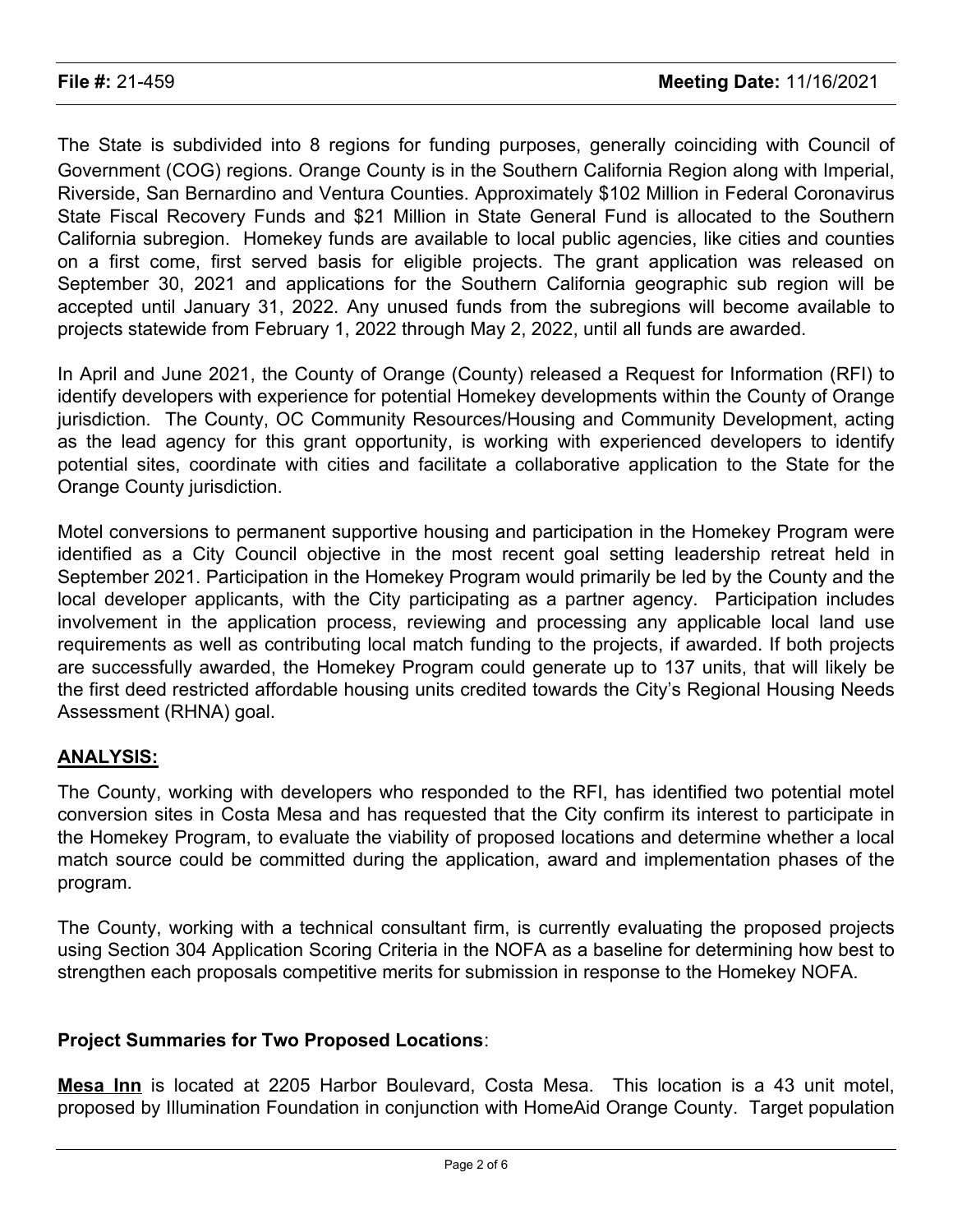The State is subdivided into 8 regions for funding purposes, generally coinciding with Council of Government (COG) regions. Orange County is in the Southern California Region along with Imperial, Riverside, San Bernardino and Ventura Counties. Approximately $102 Million in Federal Coronavirus State Fiscal Recovery Funds and $21 Million in State General Fund is allocated to the Southern California subregion. Homekey funds are available to local public agencies, like cities and counties on a first come, first served basis for eligible projects. The grant application was released on September 30, 2021 and applications for the Southern California geographic sub region will be accepted until January 31, 2022. Any unused funds from the subregions will become available to projects statewide from February 1, 2022 through May 2, 2022, until all funds are awarded.

In April and June 2021, the County of Orange (County) released a Request for Information (RFI) to identify developers with experience for potential Homekey developments within the County of Orange jurisdiction. The County, OC Community Resources/Housing and Community Development, acting as the lead agency for this grant opportunity, is working with experienced developers to identify potential sites, coordinate with cities and facilitate a collaborative application to the State for the Orange County jurisdiction.

Motel conversions to permanent supportive housing and participation in the Homekey Program were identified as a City Council objective in the most recent goal setting leadership retreat held in September 2021. Participation in the Homekey Program would primarily be led by the County and the local developer applicants, with the City participating as a partner agency. Participation includes involvement in the application process, reviewing and processing any applicable local land use requirements as well as contributing local match funding to the projects, if awarded. If both projects are successfully awarded, the Homekey Program could generate up to 137 units, that will likely be the first deed restricted affordable housing units credited towards the City's Regional Housing Needs Assessment (RHNA) goal.

## ANALYSIS:

The County, working with developers who responded to the RFI, has identified two potential motel conversion sites in Costa Mesa and has requested that the City confirm its interest to participate in the Homekey Program, to evaluate the viability of proposed locations and determine whether a local match source could be committed during the application, award and implementation phases of the program.

The County, working with a technical consultant firm, is currently evaluating the proposed projects using Section 304 Application Scoring Criteria in the NOFA as a baseline for determining how best to strengthen each proposals competitive merits for submission in response to the Homekey NOFA.

**Project Summaries for Two Proposed Locations**:

**Mesa Inn** is located at 2205 Harbor Boulevard, Costa Mesa. This location is a 43 unit motel, proposed by Illumination Foundation in conjunction with HomeAid Orange County. Target population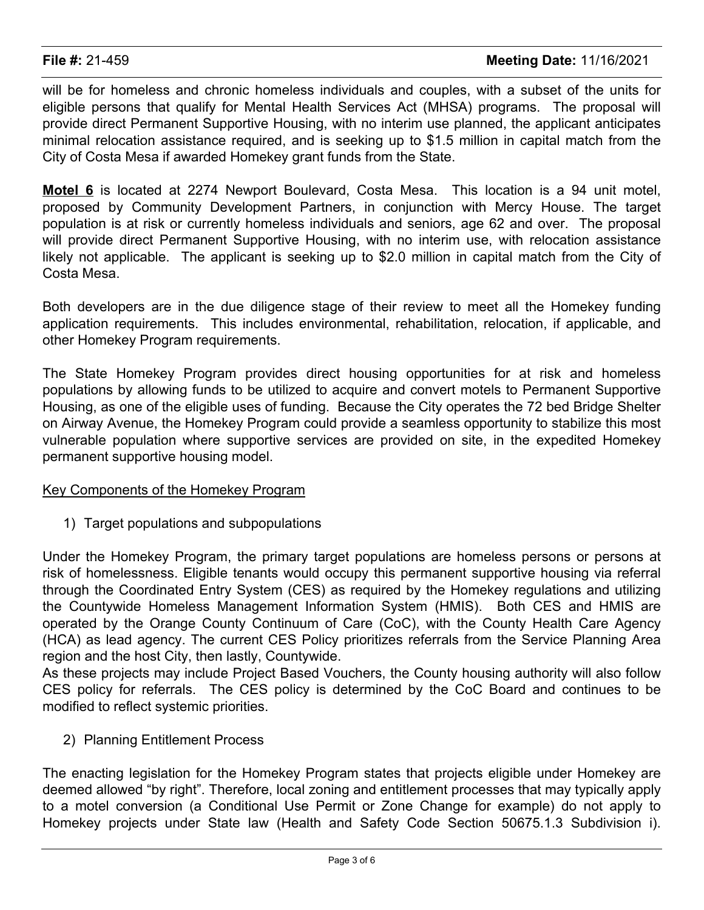will be for homeless and chronic homeless individuals and couples, with a subset of the units for eligible persons that qualify for Mental Health Services Act (MHSA) programs. The proposal will provide direct Permanent Supportive Housing, with no interim use planned, the applicant anticipates minimal relocation assistance required, and is seeking up to $1.5 million in capital match from the City of Costa Mesa if awarded Homekey grant funds from the State.

**Motel 6** is located at 2274 Newport Boulevard, Costa Mesa. This location is a 94 unit motel, proposed by Community Development Partners, in conjunction with Mercy House. The target population is at risk or currently homeless individuals and seniors, age 62 and over. The proposal will provide direct Permanent Supportive Housing, with no interim use, with relocation assistance likely not applicable. The applicant is seeking up to $2.0 million in capital match from the City of Costa Mesa.

Both developers are in the due diligence stage of their review to meet all the Homekey funding application requirements. This includes environmental, rehabilitation, relocation, if applicable, and other Homekey Program requirements.

The State Homekey Program provides direct housing opportunities for at risk and homeless populations by allowing funds to be utilized to acquire and convert motels to Permanent Supportive Housing, as one of the eligible uses of funding. Because the City operates the 72 bed Bridge Shelter on Airway Avenue, the Homekey Program could provide a seamless opportunity to stabilize this most vulnerable population where supportive services are provided on site, in the expedited Homekey permanent supportive housing model.

Key Components of the Homekey Program

1) Target populations and subpopulations

Under the Homekey Program, the primary target populations are homeless persons or persons at risk of homelessness. Eligible tenants would occupy this permanent supportive housing via referral through the Coordinated Entry System (CES) as required by the Homekey regulations and utilizing the Countywide Homeless Management Information System (HMIS). Both CES and HMIS are operated by the Orange County Continuum of Care (CoC), with the County Health Care Agency (HCA) as lead agency. The current CES Policy prioritizes referrals from the Service Planning Area region and the host City, then lastly, Countywide.

As these projects may include Project Based Vouchers, the County housing authority will also follow CES policy for referrals. The CES policy is determined by the CoC Board and continues to be modified to reflect systemic priorities.

2) Planning Entitlement Process

The enacting legislation for the Homekey Program states that projects eligible under Homekey are deemed allowed "by right". Therefore, local zoning and entitlement processes that may typically apply to a motel conversion (a Conditional Use Permit or Zone Change for example) do not apply to Homekey projects under State law (Health and Safety Code Section 50675.1.3 Subdivision i).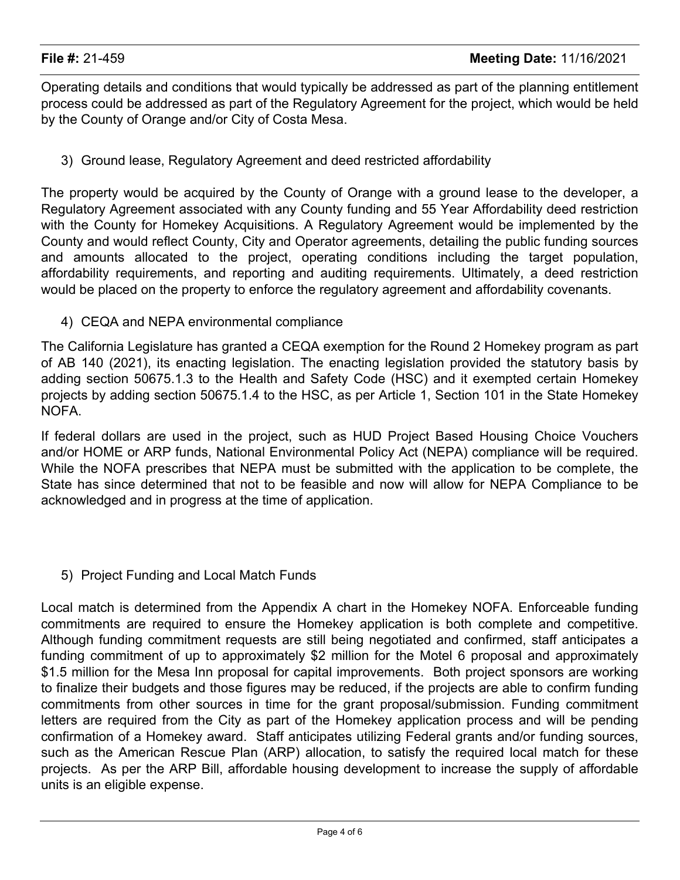Operating details and conditions that would typically be addressed as part of the planning entitlement process could be addressed as part of the Regulatory Agreement for the project, which would be held by the County of Orange and/or City of Costa Mesa.

3) Ground lease, Regulatory Agreement and deed restricted affordability

The property would be acquired by the County of Orange with a ground lease to the developer, a Regulatory Agreement associated with any County funding and 55 Year Affordability deed restriction with the County for Homekey Acquisitions. A Regulatory Agreement would be implemented by the County and would reflect County, City and Operator agreements, detailing the public funding sources and amounts allocated to the project, operating conditions including the target population, affordability requirements, and reporting and auditing requirements. Ultimately, a deed restriction would be placed on the property to enforce the regulatory agreement and affordability covenants.

4) CEQA and NEPA environmental compliance

The California Legislature has granted a CEQA exemption for the Round 2 Homekey program as part of AB 140 (2021), its enacting legislation. The enacting legislation provided the statutory basis by adding section 50675.1.3 to the Health and Safety Code (HSC) and it exempted certain Homekey projects by adding section 50675.1.4 to the HSC, as per Article 1, Section 101 in the State Homekey NOFA.

If federal dollars are used in the project, such as HUD Project Based Housing Choice Vouchers and/or HOME or ARP funds, National Environmental Policy Act (NEPA) compliance will be required. While the NOFA prescribes that NEPA must be submitted with the application to be complete, the State has since determined that not to be feasible and now will allow for NEPA Compliance to be acknowledged and in progress at the time of application.

5) Project Funding and Local Match Funds

Local match is determined from the Appendix A chart in the Homekey NOFA. Enforceable funding commitments are required to ensure the Homekey application is both complete and competitive. Although funding commitment requests are still being negotiated and confirmed, staff anticipates a funding commitment of up to approximately $2 million for the Motel 6 proposal and approximately $1.5 million for the Mesa Inn proposal for capital improvements. Both project sponsors are working to finalize their budgets and those figures may be reduced, if the projects are able to confirm funding commitments from other sources in time for the grant proposal/submission. Funding commitment letters are required from the City as part of the Homekey application process and will be pending confirmation of a Homekey award. Staff anticipates utilizing Federal grants and/or funding sources, such as the American Rescue Plan (ARP) allocation, to satisfy the required local match for these projects. As per the ARP Bill, affordable housing development to increase the supply of affordable units is an eligible expense.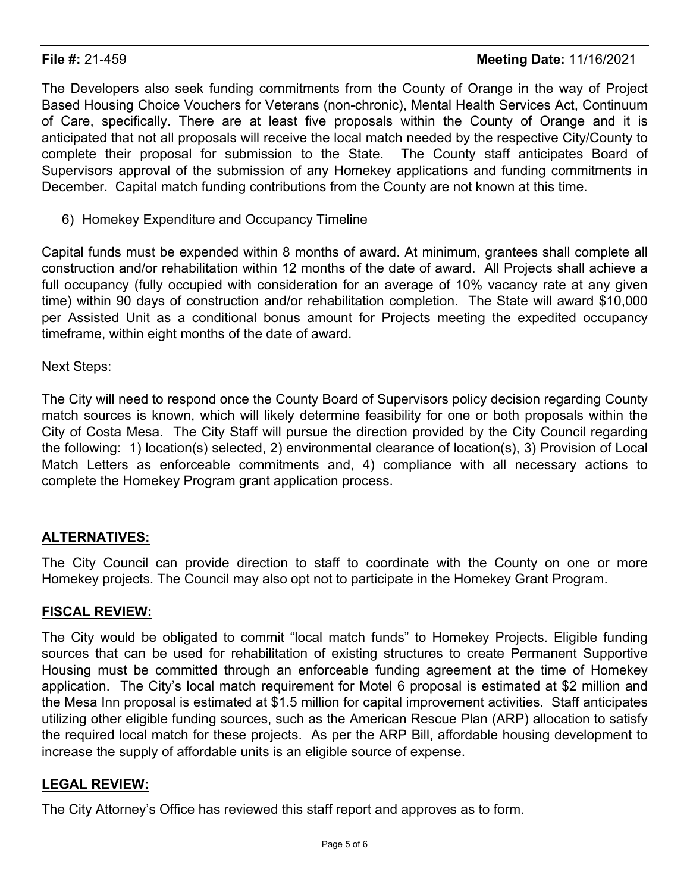The Developers also seek funding commitments from the County of Orange in the way of Project Based Housing Choice Vouchers for Veterans (non-chronic), Mental Health Services Act, Continuum of Care, specifically. There are at least five proposals within the County of Orange and it is anticipated that not all proposals will receive the local match needed by the respective City/County to complete their proposal for submission to the State. The County staff anticipates Board of Supervisors approval of the submission of any Homekey applications and funding commitments in December. Capital match funding contributions from the County are not known at this time.

6) Homekey Expenditure and Occupancy Timeline

Capital funds must be expended within 8 months of award. At minimum, grantees shall complete all construction and/or rehabilitation within 12 months of the date of award. All Projects shall achieve a full occupancy (fully occupied with consideration for an average of 10% vacancy rate at any given time) within 90 days of construction and/or rehabilitation completion. The State will award $10,000 per Assisted Unit as a conditional bonus amount for Projects meeting the expedited occupancy timeframe, within eight months of the date of award.

Next Steps:

The City will need to respond once the County Board of Supervisors policy decision regarding County match sources is known, which will likely determine feasibility for one or both proposals within the City of Costa Mesa. The City Staff will pursue the direction provided by the City Council regarding the following: 1) location(s) selected, 2) environmental clearance of location(s), 3) Provision of Local Match Letters as enforceable commitments and, 4) compliance with all necessary actions to complete the Homekey Program grant application process.

## ALTERNATIVES:

The City Council can provide direction to staff to coordinate with the County on one or more Homekey projects. The Council may also opt not to participate in the Homekey Grant Program.

## FISCAL REVIEW:

The City would be obligated to commit "local match funds" to Homekey Projects. Eligible funding sources that can be used for rehabilitation of existing structures to create Permanent Supportive Housing must be committed through an enforceable funding agreement at the time of Homekey application. The City's local match requirement for Motel 6 proposal is estimated at $2 million and the Mesa Inn proposal is estimated at $1.5 million for capital improvement activities. Staff anticipates utilizing other eligible funding sources, such as the American Rescue Plan (ARP) allocation to satisfy the required local match for these projects. As per the ARP Bill, affordable housing development to increase the supply of affordable units is an eligible source of expense.

## LEGAL REVIEW:

The City Attorney's Office has reviewed this staff report and approves as to form.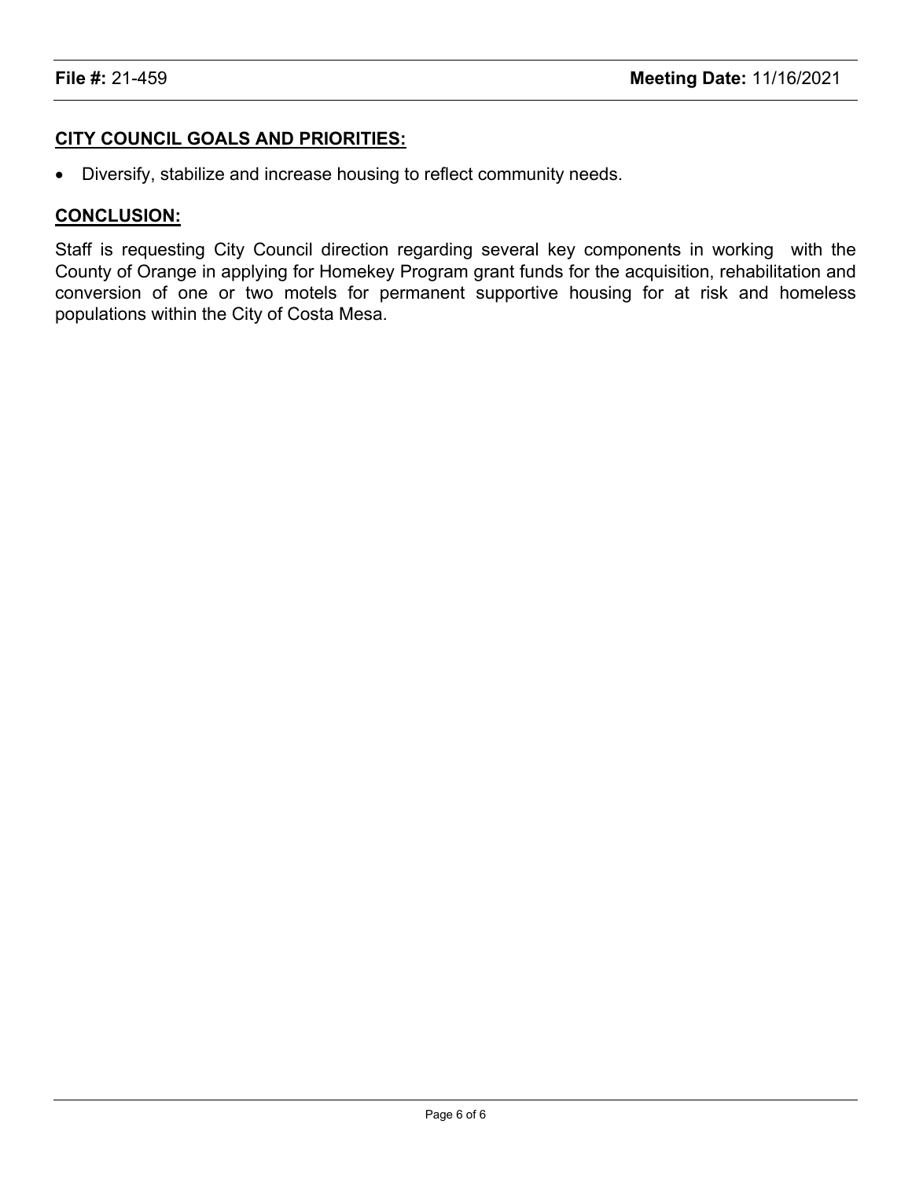**CITY COUNCIL GOALS AND PRIORITIES:**

- Diversify, stabilize and increase housing to reflect community needs.

**CONCLUSION:**

Staff is requesting City Council direction regarding several key components in working with the County of Orange in applying for Homekey Program grant funds for the acquisition, rehabilitation and conversion of one or two motels for permanent supportive housing for at risk and homeless populations within the City of Costa Mesa.